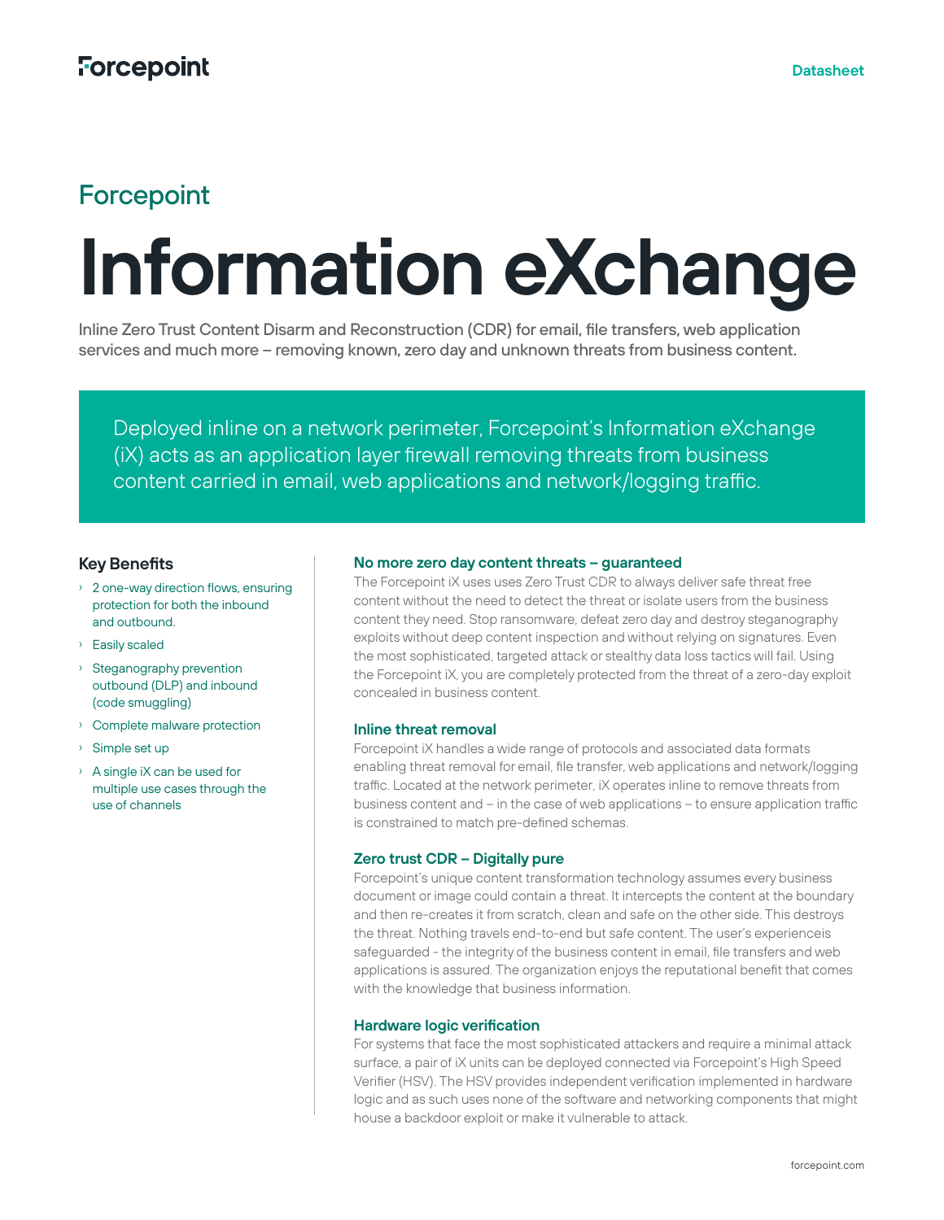Forcepoint

Datasheet

## Forcepoint

# Information eXchange

**Inline Zero Trust Content Disarm and Reconstruction (CDR) for email, file transfers, web application services and much more – removing known, zero day and unknown threats from business content.**

Deployed inline on a network perimeter, Forcepoint's Information eXchange (iX) acts as an application layer firewall removing threats from business content carried in email, web applications and network/logging traffic.

### Key Benefits

- 2 one-way direction flows, ensuring protection for both the inbound and outbound.
- Easily scaled
- Steganography prevention outbound (DLP) and inbound (code smuggling)
- Complete malware protection
- Simple set up
- A single iX can be used for multiple use cases through the use of channels

### No more zero day content threats – guaranteed

The Forcepoint iX uses uses Zero Trust CDR to always deliver safe threat free content without the need to detect the threat or isolate users from the business content they need. Stop ransomware, defeat zero day and destroy steganography exploits without deep content inspection and without relying on signatures. Even the most sophisticated, targeted attack or stealthy data loss tactics will fail. Using the Forcepoint iX, you are completely protected from the threat of a zero-day exploit concealed in business content.

### Inline threat removal

Forcepoint iX handles a wide range of protocols and associated data formats enabling threat removal for email, file transfer, web applications and network/logging traffic. Located at the network perimeter, iX operates inline to remove threats from business content and – in the case of web applications – to ensure application traffic is constrained to match pre-defined schemas.

### Zero trust CDR – Digitally pure

Forcepoint's unique content transformation technology assumes every business document or image could contain a threat. It intercepts the content at the boundary and then re-creates it from scratch, clean and safe on the other side. This destroys the threat. Nothing travels end-to-end but safe content. The user's experienceis safeguarded - the integrity of the business content in email, file transfers and web applications is assured. The organization enjoys the reputational benefit that comes with the knowledge that business information.

### Hardware logic verification

For systems that face the most sophisticated attackers and require a minimal attack surface, a pair of iX units can be deployed connected via Forcepoint's High Speed Verifier (HSV). The HSV provides independent verification implemented in hardware logic and as such uses none of the software and networking components that might house a backdoor exploit or make it vulnerable to attack.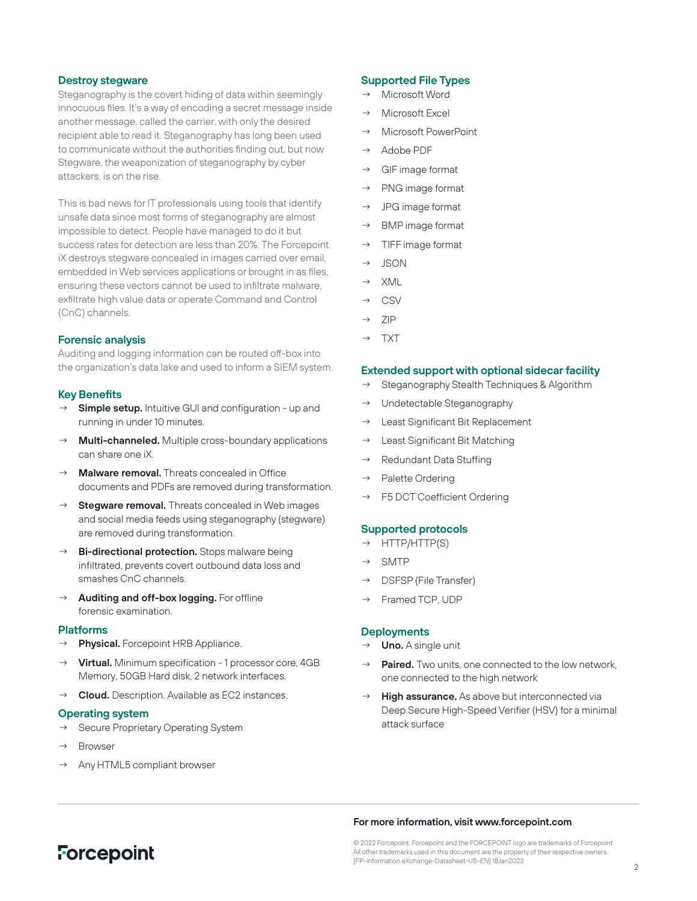## Destroy stegware

Steganography is the covert hiding of data within seemingly innocuous files. It's a way of encoding a secret message inside another message, called the carrier, with only the desired recipient able to read it. Steganography has long been used to communicate without the authorities finding out, but now Stegware, the weaponization of steganography by cyber attackers, is on the rise.

This is bad news for IT professionals using tools that identify unsafe data since most forms of steganography are almost impossible to detect. People have managed to do it but success rates for detection are less than 20%. The Forcepoint iX destroys stegware concealed in images carried over email, embedded in Web services applications or brought in as files, ensuring these vectors cannot be used to infiltrate malware, exfiltrate high value data or operate Command and Control (CnC) channels.

## Forensic analysis

Auditing and logging information can be routed off-box into the organization's data lake and used to inform a SIEM system.

## Key Benefits

- **Simple setup.** Intuitive GUI and configuration - up and running in under 10 minutes.
- **Multi-channeled.** Multiple cross-boundary applications can share one iX.
- **Malware removal.** Threats concealed in Office documents and PDFs are removed during transformation.
- **Stegware removal.** Threats concealed in Web images and social media feeds using steganography (stegware) are removed during transformation.
- **Bi-directional protection.** Stops malware being infiltrated, prevents covert outbound data loss and smashes CnC channels.
- **Auditing and off-box logging.** For offline forensic examination.

## Platforms

- **Physical.** Forcepoint HRB Appliance.
- **Virtual.** Minimum specification - 1 processor core, 4GB Memory, 50GB Hard disk, 2 network interfaces.
- **Cloud.** Description. Available as EC2 instances.

## Operating system

- Secure Proprietary Operating System
- Browser
- Any HTML5 compliant browser

## Supported File Types

- Microsoft Word
- Microsoft Excel
- Microsoft PowerPoint
- Adobe PDF
- GIF image format
- PNG image format
- JPG image format
- BMP image format
- TIFF image format
- JSON
- XML
- CSV
- ZIP
- TXT

## Extended support with optional sidecar facility

- Steganography Stealth Techniques & Algorithm
- Undetectable Steganography
- Least Significant Bit Replacement
- Least Significant Bit Matching
- Redundant Data Stuffing
- Palette Ordering
- F5 DCT Coefficient Ordering

## Supported protocols

- HTTP/HTTP(S)
- SMTP
- DSFSP (File Transfer)
- Framed TCP, UDP

## Deployments

- **Uno.** A single unit
- **Paired.** Two units, one connected to the low network, one connected to the high network
- **High assurance.** As above but interconnected via Deep Secure High-Speed Verifier (HSV) for a minimal attack surface

**For more information, visit www.forcepoint.com**

Forcepoint

© 2022 Forcepoint. Forcepoint and the FORCEPOINT logo are trademarks of Forcepoint. All other trademarks used in this document are the property of their respective owners. [FP-Information eXchange-Datasheet-US-EN] 18Jan2022